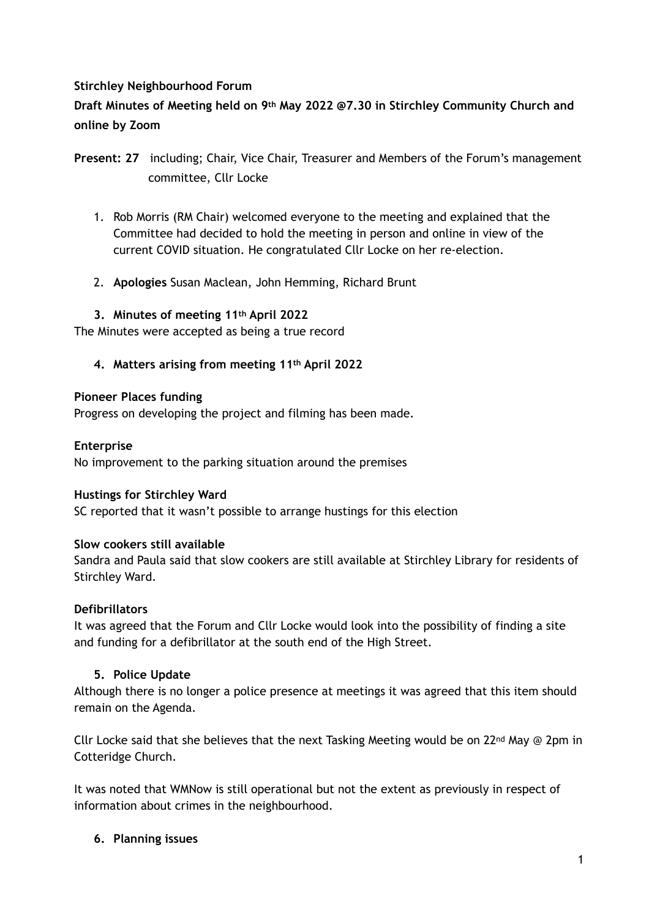**Stirchley Neighbourhood Forum**

**Draft Minutes of Meeting held on 9th May 2022 @7.30 in Stirchley Community Church and online by Zoom**

**Present: 27** including; Chair, Vice Chair, Treasurer and Members of the Forum's management committee, Cllr Locke

1. Rob Morris (RM Chair) welcomed everyone to the meeting and explained that the Committee had decided to hold the meeting in person and online in view of the current COVID situation. He congratulated Cllr Locke on her re-election.

2. **Apologies** Susan Maclean, John Hemming, Richard Brunt

3. **Minutes of meeting 11th April 2022**

The Minutes were accepted as being a true record

4. **Matters arising from meeting 11th April 2022**

**Pioneer Places funding**

Progress on developing the project and filming has been made.

**Enterprise**

No improvement to the parking situation around the premises

**Hustings for Stirchley Ward**

SC reported that it wasn't possible to arrange hustings for this election

**Slow cookers still available**

Sandra and Paula said that slow cookers are still available at Stirchley Library for residents of Stirchley Ward.

**Defibrillators**

It was agreed that the Forum and Cllr Locke would look into the possibility of finding a site and funding for a defibrillator at the south end of the High Street.

5. **Police Update**

Although there is no longer a police presence at meetings it was agreed that this item should remain on the Agenda.

Cllr Locke said that she believes that the next Tasking Meeting would be on 22nd May @ 2pm in Cotteridge Church.

It was noted that WMNow is still operational but not the extent as previously in respect of information about crimes in the neighbourhood.

6. **Planning issues**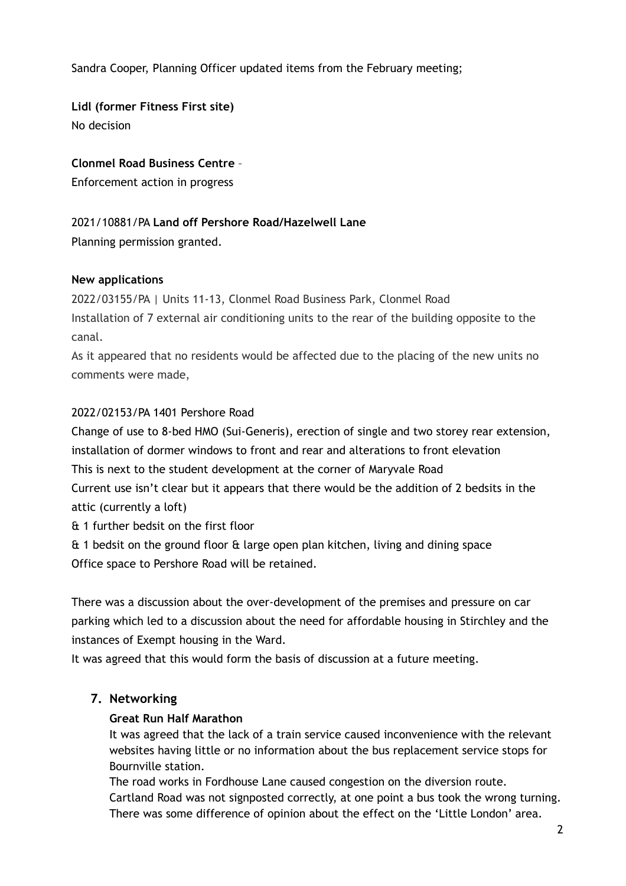Sandra Cooper, Planning Officer updated items from the February meeting;

**Lidl (former Fitness First site)**
No decision

**Clonmel Road Business Centre** –
Enforcement action in progress

2021/10881/PA **Land off Pershore Road/Hazelwell Lane**
Planning permission granted.

**New applications**

2022/03155/PA | Units 11-13, Clonmel Road Business Park, Clonmel Road
Installation of 7 external air conditioning units to the rear of the building opposite to the canal.
As it appeared that no residents would be affected due to the placing of the new units no comments were made,

2022/02153/PA 1401 Pershore Road
Change of use to 8-bed HMO (Sui-Generis), erection of single and two storey rear extension, installation of dormer windows to front and rear and alterations to front elevation
This is next to the student development at the corner of Maryvale Road
Current use isn't clear but it appears that there would be the addition of 2 bedsits in the attic (currently a loft)
& 1 further bedsit on the first floor
& 1 bedsit on the ground floor & large open plan kitchen, living and dining space
Office space to Pershore Road will be retained.

There was a discussion about the over-development of the premises and pressure on car parking which led to a discussion about the need for affordable housing in Stirchley and the instances of Exempt housing in the Ward.
It was agreed that this would form the basis of discussion at a future meeting.

## 7. Networking

**Great Run Half Marathon**
It was agreed that the lack of a train service caused inconvenience with the relevant websites having little or no information about the bus replacement service stops for Bournville station.
The road works in Fordhouse Lane caused congestion on the diversion route.
Cartland Road was not signposted correctly, at one point a bus took the wrong turning.
There was some difference of opinion about the effect on the 'Little London' area.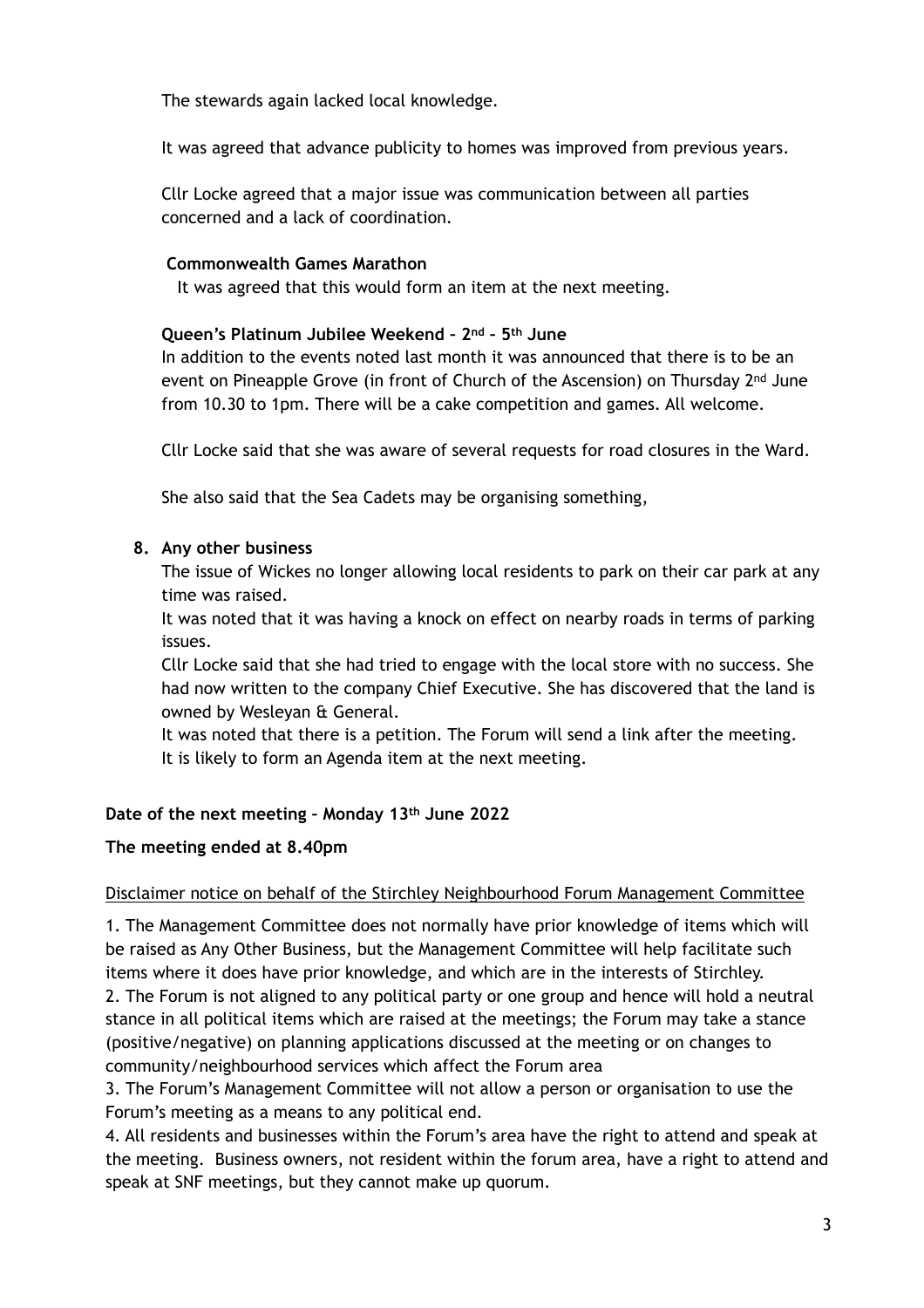The stewards again lacked local knowledge.

It was agreed that advance publicity to homes was improved from previous years.

Cllr Locke agreed that a major issue was communication between all parties concerned and a lack of coordination.

**Commonwealth Games Marathon**

It was agreed that this would form an item at the next meeting.

**Queen's Platinum Jubilee Weekend – 2nd – 5th June**

In addition to the events noted last month it was announced that there is to be an event on Pineapple Grove (in front of Church of the Ascension) on Thursday 2nd June from 10.30 to 1pm. There will be a cake competition and games. All welcome.

Cllr Locke said that she was aware of several requests for road closures in the Ward.

She also said that the Sea Cadets may be organising something,

8. **Any other business**

   The issue of Wickes no longer allowing local residents to park on their car park at any time was raised.

   It was noted that it was having a knock on effect on nearby roads in terms of parking issues.

   Cllr Locke said that she had tried to engage with the local store with no success. She had now written to the company Chief Executive. She has discovered that the land is owned by Wesleyan & General.

   It was noted that there is a petition. The Forum will send a link after the meeting. It is likely to form an Agenda item at the next meeting.

**Date of the next meeting – Monday 13th June 2022**

**The meeting ended at 8.40pm**

Disclaimer notice on behalf of the Stirchley Neighbourhood Forum Management Committee

1. The Management Committee does not normally have prior knowledge of items which will be raised as Any Other Business, but the Management Committee will help facilitate such items where it does have prior knowledge, and which are in the interests of Stirchley.
2. The Forum is not aligned to any political party or one group and hence will hold a neutral stance in all political items which are raised at the meetings; the Forum may take a stance (positive/negative) on planning applications discussed at the meeting or on changes to community/neighbourhood services which affect the Forum area
3. The Forum's Management Committee will not allow a person or organisation to use the Forum's meeting as a means to any political end.
4. All residents and businesses within the Forum's area have the right to attend and speak at the meeting. Business owners, not resident within the forum area, have a right to attend and speak at SNF meetings, but they cannot make up quorum.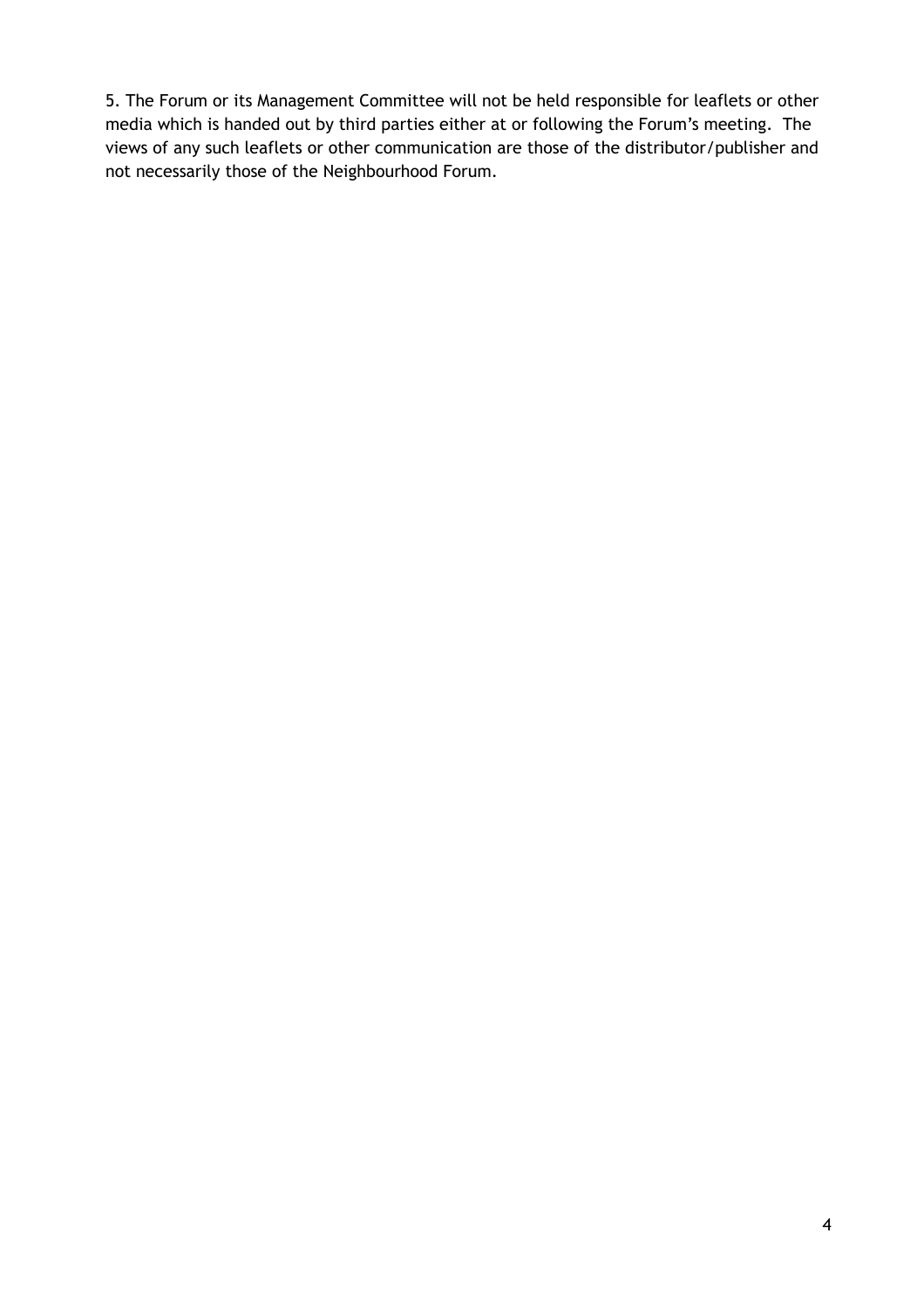5. The Forum or its Management Committee will not be held responsible for leaflets or other media which is handed out by third parties either at or following the Forum's meeting. The views of any such leaflets or other communication are those of the distributor/publisher and not necessarily those of the Neighbourhood Forum.